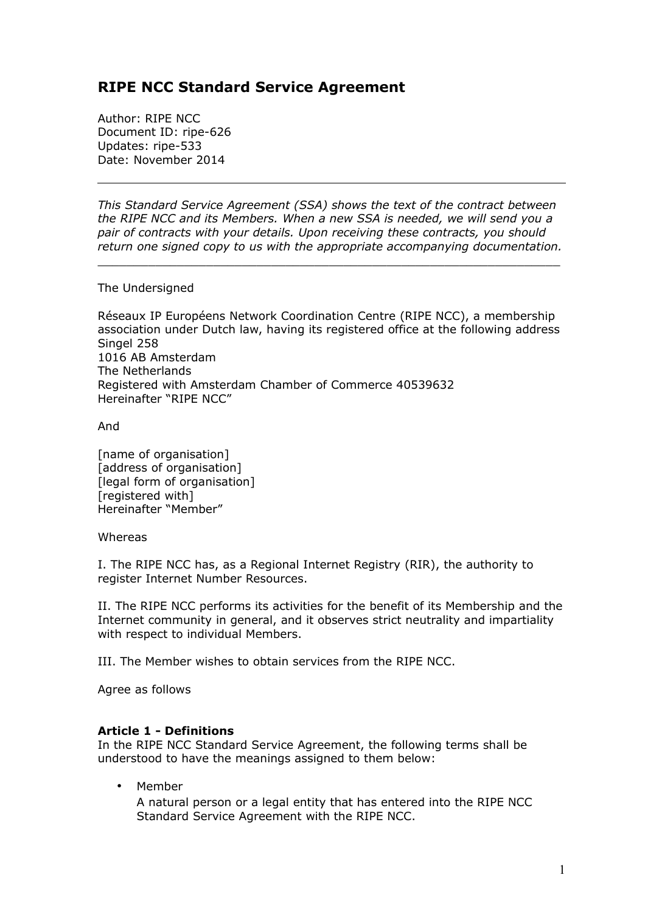# RIPE NCC Standard Service Agreement

Author: RIPE NCC
Document ID: ripe-626
Updates: ripe-533
Date: November 2014

---

*This Standard Service Agreement (SSA) shows the text of the contract between the RIPE NCC and its Members. When a new SSA is needed, we will send you a pair of contracts with your details. Upon receiving these contracts, you should return one signed copy to us with the appropriate accompanying documentation.*

---

The Undersigned

Réseaux IP Européens Network Coordination Centre (RIPE NCC), a membership association under Dutch law, having its registered office at the following address
Singel 258
1016 AB Amsterdam
The Netherlands
Registered with Amsterdam Chamber of Commerce 40539632
Hereinafter "RIPE NCC"

And

[name of organisation]
[address of organisation]
[legal form of organisation]
[registered with]
Hereinafter "Member"

Whereas

I. The RIPE NCC has, as a Regional Internet Registry (RIR), the authority to register Internet Number Resources.

II. The RIPE NCC performs its activities for the benefit of its Membership and the Internet community in general, and it observes strict neutrality and impartiality with respect to individual Members.

III. The Member wishes to obtain services from the RIPE NCC.

Agree as follows

**Article 1 - Definitions**

In the RIPE NCC Standard Service Agreement, the following terms shall be understood to have the meanings assigned to them below:

- Member
  A natural person or a legal entity that has entered into the RIPE NCC Standard Service Agreement with the RIPE NCC.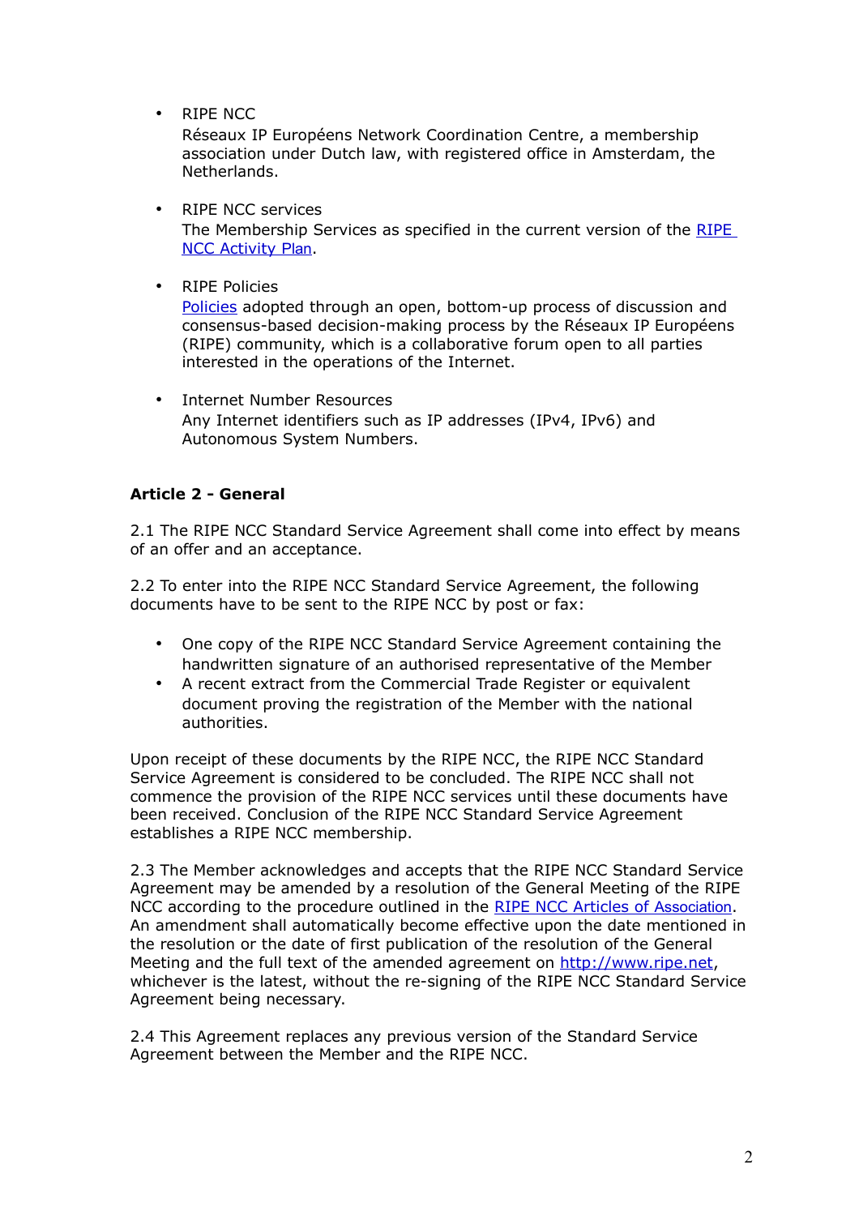- RIPE NCC
  Réseaux IP Européens Network Coordination Centre, a membership association under Dutch law, with registered office in Amsterdam, the Netherlands.

- RIPE NCC services
  The Membership Services as specified in the current version of the [RIPE NCC Activity Plan](#).

- RIPE Policies
  [Policies](#) adopted through an open, bottom-up process of discussion and consensus-based decision-making process by the Réseaux IP Européens (RIPE) community, which is a collaborative forum open to all parties interested in the operations of the Internet.

- Internet Number Resources
  Any Internet identifiers such as IP addresses (IPv4, IPv6) and Autonomous System Numbers.

**Article 2 - General**

2.1 The RIPE NCC Standard Service Agreement shall come into effect by means of an offer and an acceptance.

2.2 To enter into the RIPE NCC Standard Service Agreement, the following documents have to be sent to the RIPE NCC by post or fax:

- One copy of the RIPE NCC Standard Service Agreement containing the handwritten signature of an authorised representative of the Member
- A recent extract from the Commercial Trade Register or equivalent document proving the registration of the Member with the national authorities.

Upon receipt of these documents by the RIPE NCC, the RIPE NCC Standard Service Agreement is considered to be concluded. The RIPE NCC shall not commence the provision of the RIPE NCC services until these documents have been received. Conclusion of the RIPE NCC Standard Service Agreement establishes a RIPE NCC membership.

2.3 The Member acknowledges and accepts that the RIPE NCC Standard Service Agreement may be amended by a resolution of the General Meeting of the RIPE NCC according to the procedure outlined in the [RIPE NCC Articles of Association](#). An amendment shall automatically become effective upon the date mentioned in the resolution or the date of first publication of the resolution of the General Meeting and the full text of the amended agreement on [http://www.ripe.net](http://www.ripe.net), whichever is the latest, without the re-signing of the RIPE NCC Standard Service Agreement being necessary.

2.4 This Agreement replaces any previous version of the Standard Service Agreement between the Member and the RIPE NCC.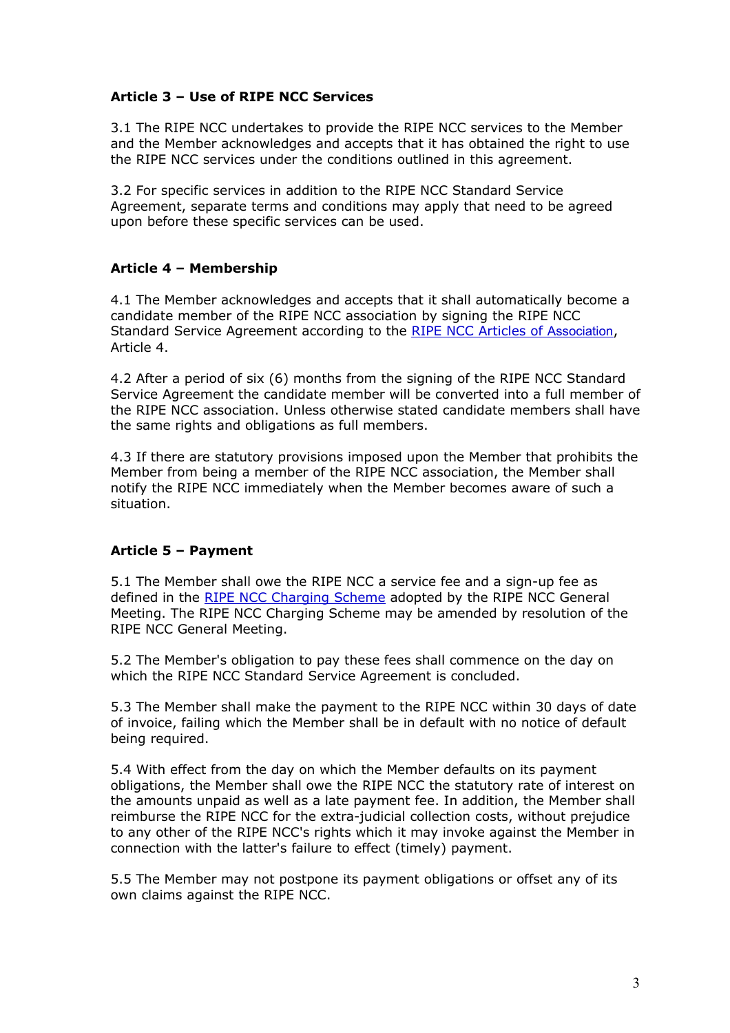## Article 3 – Use of RIPE NCC Services

3.1 The RIPE NCC undertakes to provide the RIPE NCC services to the Member and the Member acknowledges and accepts that it has obtained the right to use the RIPE NCC services under the conditions outlined in this agreement.

3.2 For specific services in addition to the RIPE NCC Standard Service Agreement, separate terms and conditions may apply that need to be agreed upon before these specific services can be used.

## Article 4 – Membership

4.1 The Member acknowledges and accepts that it shall automatically become a candidate member of the RIPE NCC association by signing the RIPE NCC Standard Service Agreement according to the [RIPE NCC Articles of Association](), Article 4.

4.2 After a period of six (6) months from the signing of the RIPE NCC Standard Service Agreement the candidate member will be converted into a full member of the RIPE NCC association. Unless otherwise stated candidate members shall have the same rights and obligations as full members.

4.3 If there are statutory provisions imposed upon the Member that prohibits the Member from being a member of the RIPE NCC association, the Member shall notify the RIPE NCC immediately when the Member becomes aware of such a situation.

## Article 5 – Payment

5.1 The Member shall owe the RIPE NCC a service fee and a sign-up fee as defined in the [RIPE NCC Charging Scheme]() adopted by the RIPE NCC General Meeting. The RIPE NCC Charging Scheme may be amended by resolution of the RIPE NCC General Meeting.

5.2 The Member's obligation to pay these fees shall commence on the day on which the RIPE NCC Standard Service Agreement is concluded.

5.3 The Member shall make the payment to the RIPE NCC within 30 days of date of invoice, failing which the Member shall be in default with no notice of default being required.

5.4 With effect from the day on which the Member defaults on its payment obligations, the Member shall owe the RIPE NCC the statutory rate of interest on the amounts unpaid as well as a late payment fee. In addition, the Member shall reimburse the RIPE NCC for the extra-judicial collection costs, without prejudice to any other of the RIPE NCC's rights which it may invoke against the Member in connection with the latter's failure to effect (timely) payment.

5.5 The Member may not postpone its payment obligations or offset any of its own claims against the RIPE NCC.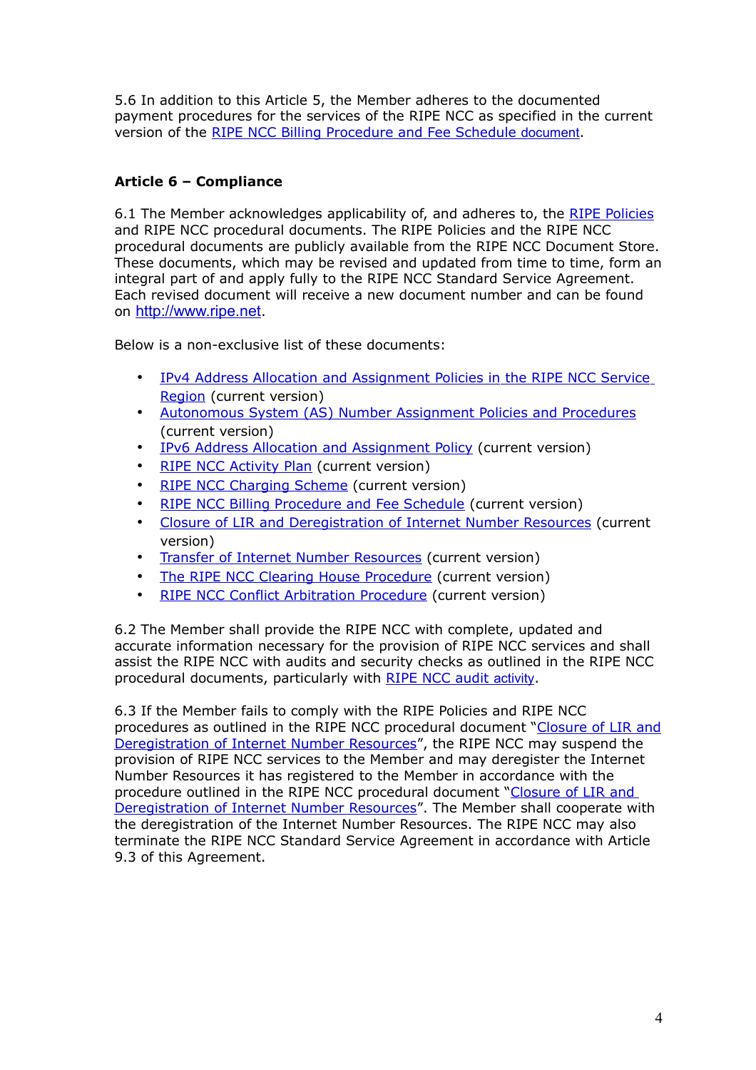5.6 In addition to this Article 5, the Member adheres to the documented payment procedures for the services of the RIPE NCC as specified in the current version of the RIPE NCC Billing Procedure and Fee Schedule document.

**Article 6 – Compliance**

6.1 The Member acknowledges applicability of, and adheres to, the RIPE Policies and RIPE NCC procedural documents. The RIPE Policies and the RIPE NCC procedural documents are publicly available from the RIPE NCC Document Store. These documents, which may be revised and updated from time to time, form an integral part of and apply fully to the RIPE NCC Standard Service Agreement. Each revised document will receive a new document number and can be found on http://www.ripe.net.

Below is a non-exclusive list of these documents:

- IPv4 Address Allocation and Assignment Policies in the RIPE NCC Service Region (current version)
- Autonomous System (AS) Number Assignment Policies and Procedures (current version)
- IPv6 Address Allocation and Assignment Policy (current version)
- RIPE NCC Activity Plan (current version)
- RIPE NCC Charging Scheme (current version)
- RIPE NCC Billing Procedure and Fee Schedule (current version)
- Closure of LIR and Deregistration of Internet Number Resources (current version)
- Transfer of Internet Number Resources (current version)
- The RIPE NCC Clearing House Procedure (current version)
- RIPE NCC Conflict Arbitration Procedure (current version)

6.2 The Member shall provide the RIPE NCC with complete, updated and accurate information necessary for the provision of RIPE NCC services and shall assist the RIPE NCC with audits and security checks as outlined in the RIPE NCC procedural documents, particularly with RIPE NCC audit activity.

6.3 If the Member fails to comply with the RIPE Policies and RIPE NCC procedures as outlined in the RIPE NCC procedural document "Closure of LIR and Deregistration of Internet Number Resources", the RIPE NCC may suspend the provision of RIPE NCC services to the Member and may deregister the Internet Number Resources it has registered to the Member in accordance with the procedure outlined in the RIPE NCC procedural document "Closure of LIR and Deregistration of Internet Number Resources". The Member shall cooperate with the deregistration of the Internet Number Resources. The RIPE NCC may also terminate the RIPE NCC Standard Service Agreement in accordance with Article 9.3 of this Agreement.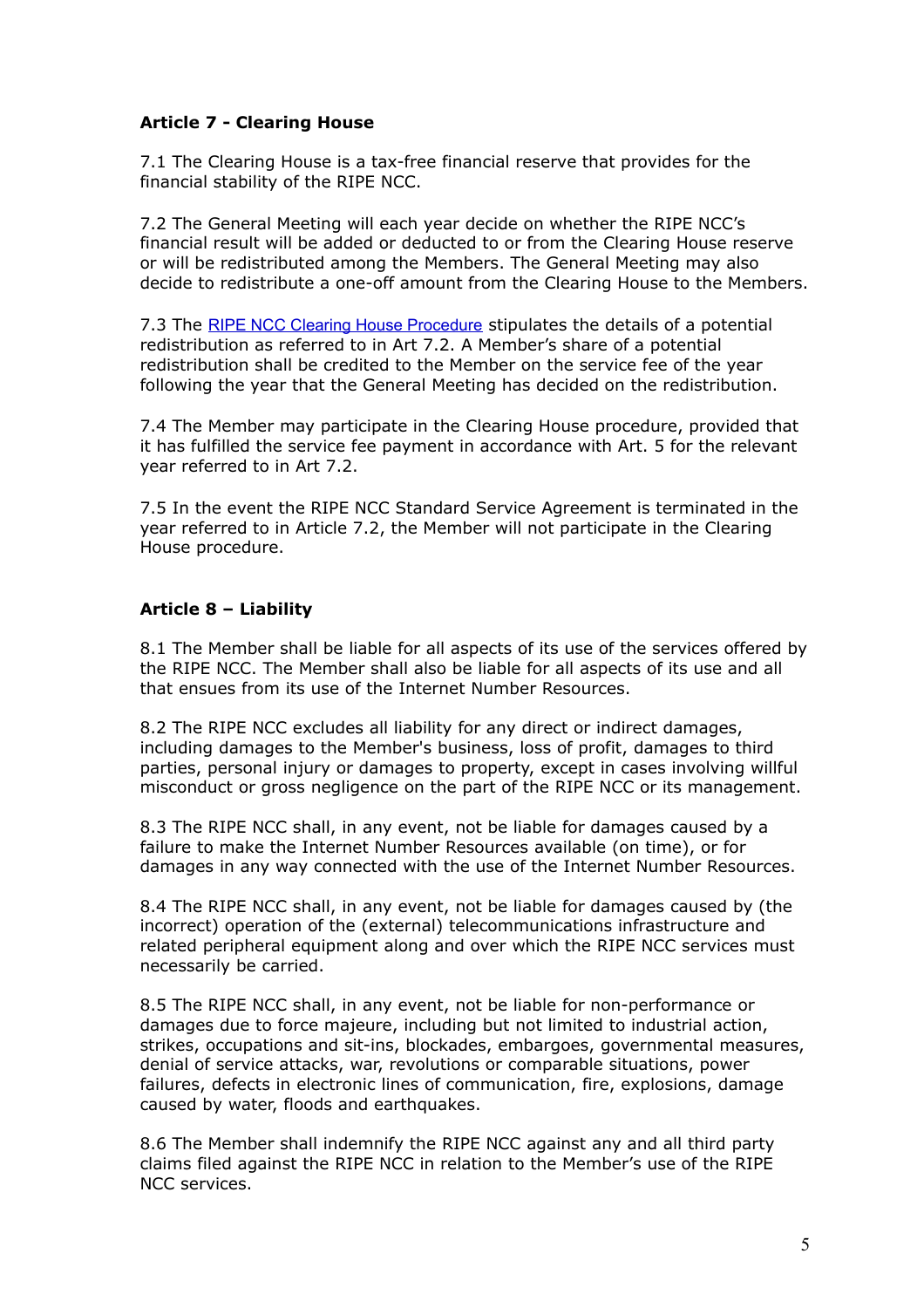**Article 7 - Clearing House**

7.1 The Clearing House is a tax-free financial reserve that provides for the financial stability of the RIPE NCC.

7.2 The General Meeting will each year decide on whether the RIPE NCC's financial result will be added or deducted to or from the Clearing House reserve or will be redistributed among the Members. The General Meeting may also decide to redistribute a one-off amount from the Clearing House to the Members.

7.3 The RIPE NCC Clearing House Procedure stipulates the details of a potential redistribution as referred to in Art 7.2. A Member's share of a potential redistribution shall be credited to the Member on the service fee of the year following the year that the General Meeting has decided on the redistribution.

7.4 The Member may participate in the Clearing House procedure, provided that it has fulfilled the service fee payment in accordance with Art. 5 for the relevant year referred to in Art 7.2.

7.5 In the event the RIPE NCC Standard Service Agreement is terminated in the year referred to in Article 7.2, the Member will not participate in the Clearing House procedure.

**Article 8 – Liability**

8.1 The Member shall be liable for all aspects of its use of the services offered by the RIPE NCC. The Member shall also be liable for all aspects of its use and all that ensues from its use of the Internet Number Resources.

8.2 The RIPE NCC excludes all liability for any direct or indirect damages, including damages to the Member's business, loss of profit, damages to third parties, personal injury or damages to property, except in cases involving willful misconduct or gross negligence on the part of the RIPE NCC or its management.

8.3 The RIPE NCC shall, in any event, not be liable for damages caused by a failure to make the Internet Number Resources available (on time), or for damages in any way connected with the use of the Internet Number Resources.

8.4 The RIPE NCC shall, in any event, not be liable for damages caused by (the incorrect) operation of the (external) telecommunications infrastructure and related peripheral equipment along and over which the RIPE NCC services must necessarily be carried.

8.5 The RIPE NCC shall, in any event, not be liable for non-performance or damages due to force majeure, including but not limited to industrial action, strikes, occupations and sit-ins, blockades, embargoes, governmental measures, denial of service attacks, war, revolutions or comparable situations, power failures, defects in electronic lines of communication, fire, explosions, damage caused by water, floods and earthquakes.

8.6 The Member shall indemnify the RIPE NCC against any and all third party claims filed against the RIPE NCC in relation to the Member's use of the RIPE NCC services.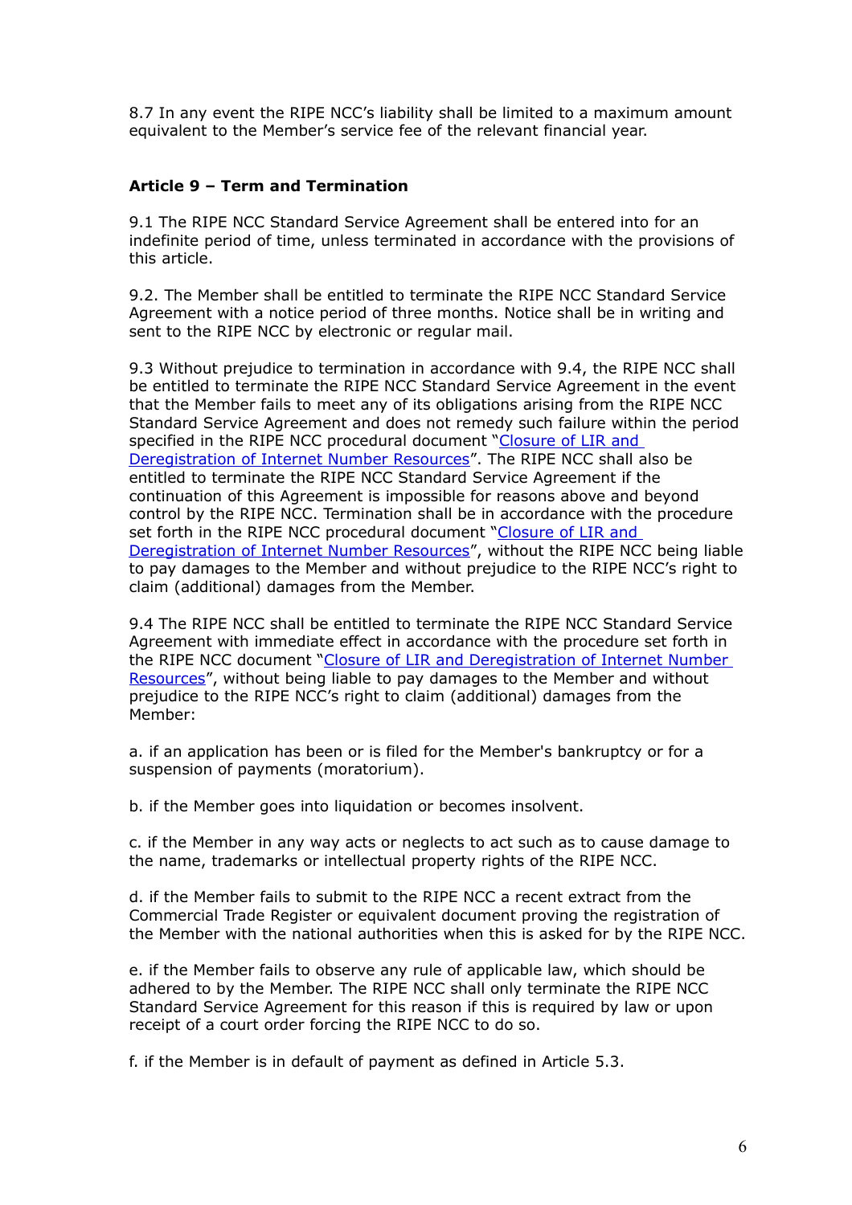8.7 In any event the RIPE NCC's liability shall be limited to a maximum amount equivalent to the Member's service fee of the relevant financial year.

### Article 9 – Term and Termination

9.1 The RIPE NCC Standard Service Agreement shall be entered into for an indefinite period of time, unless terminated in accordance with the provisions of this article.

9.2. The Member shall be entitled to terminate the RIPE NCC Standard Service Agreement with a notice period of three months. Notice shall be in writing and sent to the RIPE NCC by electronic or regular mail.

9.3 Without prejudice to termination in accordance with 9.4, the RIPE NCC shall be entitled to terminate the RIPE NCC Standard Service Agreement in the event that the Member fails to meet any of its obligations arising from the RIPE NCC Standard Service Agreement and does not remedy such failure within the period specified in the RIPE NCC procedural document "Closure of LIR and Deregistration of Internet Number Resources". The RIPE NCC shall also be entitled to terminate the RIPE NCC Standard Service Agreement if the continuation of this Agreement is impossible for reasons above and beyond control by the RIPE NCC. Termination shall be in accordance with the procedure set forth in the RIPE NCC procedural document "Closure of LIR and Deregistration of Internet Number Resources", without the RIPE NCC being liable to pay damages to the Member and without prejudice to the RIPE NCC's right to claim (additional) damages from the Member.

9.4 The RIPE NCC shall be entitled to terminate the RIPE NCC Standard Service Agreement with immediate effect in accordance with the procedure set forth in the RIPE NCC document "Closure of LIR and Deregistration of Internet Number Resources", without being liable to pay damages to the Member and without prejudice to the RIPE NCC's right to claim (additional) damages from the Member:

a. if an application has been or is filed for the Member's bankruptcy or for a suspension of payments (moratorium).

b. if the Member goes into liquidation or becomes insolvent.

c. if the Member in any way acts or neglects to act such as to cause damage to the name, trademarks or intellectual property rights of the RIPE NCC.

d. if the Member fails to submit to the RIPE NCC a recent extract from the Commercial Trade Register or equivalent document proving the registration of the Member with the national authorities when this is asked for by the RIPE NCC.

e. if the Member fails to observe any rule of applicable law, which should be adhered to by the Member. The RIPE NCC shall only terminate the RIPE NCC Standard Service Agreement for this reason if this is required by law or upon receipt of a court order forcing the RIPE NCC to do so.

f. if the Member is in default of payment as defined in Article 5.3.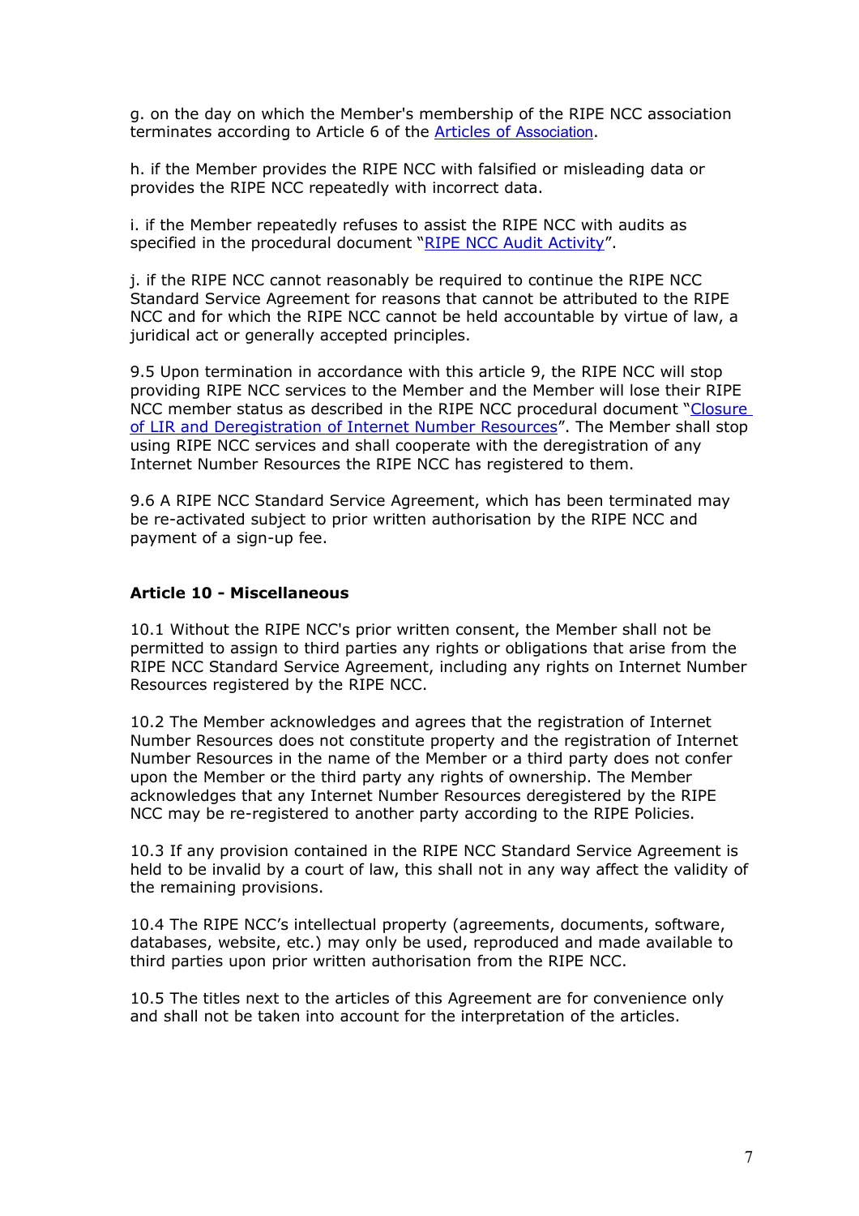g. on the day on which the Member's membership of the RIPE NCC association terminates according to Article 6 of the Articles of Association.

h. if the Member provides the RIPE NCC with falsified or misleading data or provides the RIPE NCC repeatedly with incorrect data.

i. if the Member repeatedly refuses to assist the RIPE NCC with audits as specified in the procedural document "RIPE NCC Audit Activity".

j. if the RIPE NCC cannot reasonably be required to continue the RIPE NCC Standard Service Agreement for reasons that cannot be attributed to the RIPE NCC and for which the RIPE NCC cannot be held accountable by virtue of law, a juridical act or generally accepted principles.

9.5 Upon termination in accordance with this article 9, the RIPE NCC will stop providing RIPE NCC services to the Member and the Member will lose their RIPE NCC member status as described in the RIPE NCC procedural document "Closure of LIR and Deregistration of Internet Number Resources". The Member shall stop using RIPE NCC services and shall cooperate with the deregistration of any Internet Number Resources the RIPE NCC has registered to them.

9.6 A RIPE NCC Standard Service Agreement, which has been terminated may be re-activated subject to prior written authorisation by the RIPE NCC and payment of a sign-up fee.

**Article 10 - Miscellaneous**

10.1 Without the RIPE NCC's prior written consent, the Member shall not be permitted to assign to third parties any rights or obligations that arise from the RIPE NCC Standard Service Agreement, including any rights on Internet Number Resources registered by the RIPE NCC.

10.2 The Member acknowledges and agrees that the registration of Internet Number Resources does not constitute property and the registration of Internet Number Resources in the name of the Member or a third party does not confer upon the Member or the third party any rights of ownership. The Member acknowledges that any Internet Number Resources deregistered by the RIPE NCC may be re-registered to another party according to the RIPE Policies.

10.3 If any provision contained in the RIPE NCC Standard Service Agreement is held to be invalid by a court of law, this shall not in any way affect the validity of the remaining provisions.

10.4 The RIPE NCC's intellectual property (agreements, documents, software, databases, website, etc.) may only be used, reproduced and made available to third parties upon prior written authorisation from the RIPE NCC.

10.5 The titles next to the articles of this Agreement are for convenience only and shall not be taken into account for the interpretation of the articles.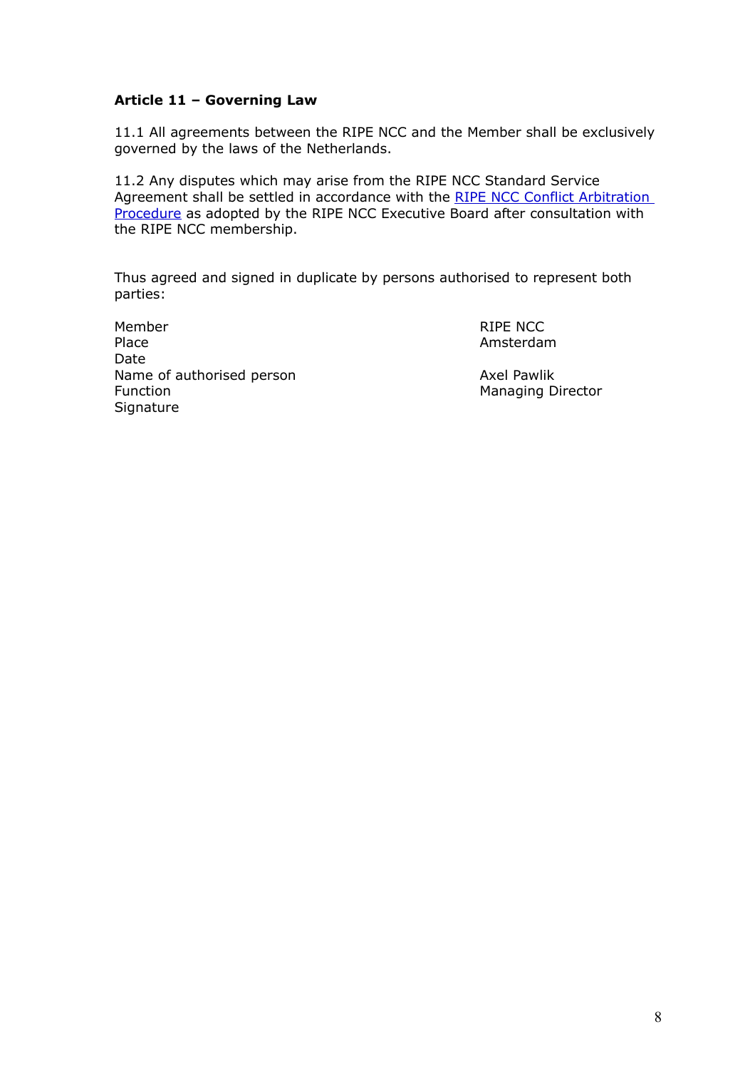**Article 11 – Governing Law**

11.1 All agreements between the RIPE NCC and the Member shall be exclusively governed by the laws of the Netherlands.

11.2 Any disputes which may arise from the RIPE NCC Standard Service Agreement shall be settled in accordance with the RIPE NCC Conflict Arbitration Procedure as adopted by the RIPE NCC Executive Board after consultation with the RIPE NCC membership.

Thus agreed and signed in duplicate by persons authorised to represent both parties:

| | |
|---|---|
| Member | RIPE NCC |
| Place | Amsterdam |
| Date | |
| Name of authorised person | Axel Pawlik |
| Function | Managing Director |
| Signature | |